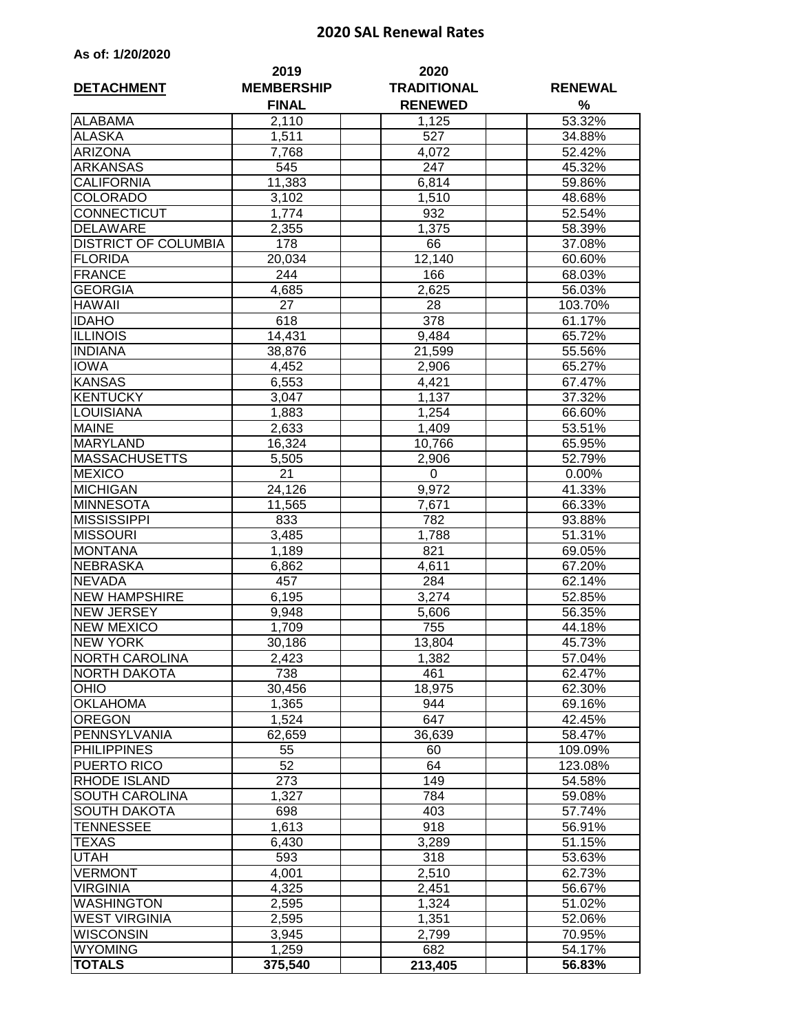# 2020 SAL Renewal Rates

**As of: 1/20/2020**

| DETACHMENT | 2019 MEMBERSHIP FINAL | 2020 TRADITIONAL RENEWED | RENEWAL % |
|---|---|---|---|
| ALABAMA | 2,110 | 1,125 | 53.32% |
| ALASKA | 1,511 | 527 | 34.88% |
| ARIZONA | 7,768 | 4,072 | 52.42% |
| ARKANSAS | 545 | 247 | 45.32% |
| CALIFORNIA | 11,383 | 6,814 | 59.86% |
| COLORADO | 3,102 | 1,510 | 48.68% |
| CONNECTICUT | 1,774 | 932 | 52.54% |
| DELAWARE | 2,355 | 1,375 | 58.39% |
| DISTRICT OF COLUMBIA | 178 | 66 | 37.08% |
| FLORIDA | 20,034 | 12,140 | 60.60% |
| FRANCE | 244 | 166 | 68.03% |
| GEORGIA | 4,685 | 2,625 | 56.03% |
| HAWAII | 27 | 28 | 103.70% |
| IDAHO | 618 | 378 | 61.17% |
| ILLINOIS | 14,431 | 9,484 | 65.72% |
| INDIANA | 38,876 | 21,599 | 55.56% |
| IOWA | 4,452 | 2,906 | 65.27% |
| KANSAS | 6,553 | 4,421 | 67.47% |
| KENTUCKY | 3,047 | 1,137 | 37.32% |
| LOUISIANA | 1,883 | 1,254 | 66.60% |
| MAINE | 2,633 | 1,409 | 53.51% |
| MARYLAND | 16,324 | 10,766 | 65.95% |
| MASSACHUSETTS | 5,505 | 2,906 | 52.79% |
| MEXICO | 21 | 0 | 0.00% |
| MICHIGAN | 24,126 | 9,972 | 41.33% |
| MINNESOTA | 11,565 | 7,671 | 66.33% |
| MISSISSIPPI | 833 | 782 | 93.88% |
| MISSOURI | 3,485 | 1,788 | 51.31% |
| MONTANA | 1,189 | 821 | 69.05% |
| NEBRASKA | 6,862 | 4,611 | 67.20% |
| NEVADA | 457 | 284 | 62.14% |
| NEW HAMPSHIRE | 6,195 | 3,274 | 52.85% |
| NEW JERSEY | 9,948 | 5,606 | 56.35% |
| NEW MEXICO | 1,709 | 755 | 44.18% |
| NEW YORK | 30,186 | 13,804 | 45.73% |
| NORTH CAROLINA | 2,423 | 1,382 | 57.04% |
| NORTH DAKOTA | 738 | 461 | 62.47% |
| OHIO | 30,456 | 18,975 | 62.30% |
| OKLAHOMA | 1,365 | 944 | 69.16% |
| OREGON | 1,524 | 647 | 42.45% |
| PENNSYLVANIA | 62,659 | 36,639 | 58.47% |
| PHILIPPINES | 55 | 60 | 109.09% |
| PUERTO RICO | 52 | 64 | 123.08% |
| RHODE ISLAND | 273 | 149 | 54.58% |
| SOUTH CAROLINA | 1,327 | 784 | 59.08% |
| SOUTH DAKOTA | 698 | 403 | 57.74% |
| TENNESSEE | 1,613 | 918 | 56.91% |
| TEXAS | 6,430 | 3,289 | 51.15% |
| UTAH | 593 | 318 | 53.63% |
| VERMONT | 4,001 | 2,510 | 62.73% |
| VIRGINIA | 4,325 | 2,451 | 56.67% |
| WASHINGTON | 2,595 | 1,324 | 51.02% |
| WEST VIRGINIA | 2,595 | 1,351 | 52.06% |
| WISCONSIN | 3,945 | 2,799 | 70.95% |
| WYOMING | 1,259 | 682 | 54.17% |
| **TOTALS** | **375,540** | **213,405** | **56.83%** |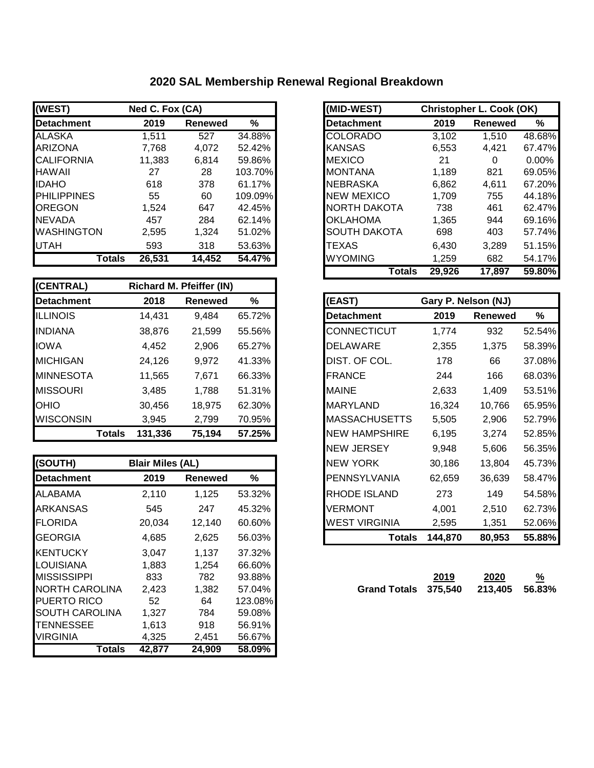# 2020 SAL Membership Renewal Regional Breakdown

| (WEST) | Ned C. Fox (CA) | | |
|---|---|---|---|
| **Detachment** | **2019** | **Renewed** | **%** |
| ALASKA | 1,511 | 527 | 34.88% |
| ARIZONA | 7,768 | 4,072 | 52.42% |
| CALIFORNIA | 11,383 | 6,814 | 59.86% |
| HAWAII | 27 | 28 | 103.70% |
| IDAHO | 618 | 378 | 61.17% |
| PHILIPPINES | 55 | 60 | 109.09% |
| OREGON | 1,524 | 647 | 42.45% |
| NEVADA | 457 | 284 | 62.14% |
| WASHINGTON | 2,595 | 1,324 | 51.02% |
| UTAH | 593 | 318 | 53.63% |
| **Totals** | **26,531** | **14,452** | **54.47%** |

| (CENTRAL) | Richard M. Pfeiffer (IN) | | |
|---|---|---|---|
| **Detachment** | **2018** | **Renewed** | **%** |
| ILLINOIS | 14,431 | 9,484 | 65.72% |
| INDIANA | 38,876 | 21,599 | 55.56% |
| IOWA | 4,452 | 2,906 | 65.27% |
| MICHIGAN | 24,126 | 9,972 | 41.33% |
| MINNESOTA | 11,565 | 7,671 | 66.33% |
| MISSOURI | 3,485 | 1,788 | 51.31% |
| OHIO | 30,456 | 18,975 | 62.30% |
| WISCONSIN | 3,945 | 2,799 | 70.95% |
| **Totals** | **131,336** | **75,194** | **57.25%** |

| (SOUTH) | Blair Miles (AL) | | |
|---|---|---|---|
| **Detachment** | **2019** | **Renewed** | **%** |
| ALABAMA | 2,110 | 1,125 | 53.32% |
| ARKANSAS | 545 | 247 | 45.32% |
| FLORIDA | 20,034 | 12,140 | 60.60% |
| GEORGIA | 4,685 | 2,625 | 56.03% |
| KENTUCKY | 3,047 | 1,137 | 37.32% |
| LOUISIANA | 1,883 | 1,254 | 66.60% |
| MISSISSIPPI | 833 | 782 | 93.88% |
| NORTH CAROLINA | 2,423 | 1,382 | 57.04% |
| PUERTO RICO | 52 | 64 | 123.08% |
| SOUTH CAROLINA | 1,327 | 784 | 59.08% |
| TENNESSEE | 1,613 | 918 | 56.91% |
| VIRGINIA | 4,325 | 2,451 | 56.67% |
| **Totals** | **42,877** | **24,909** | **58.09%** |

| (MID-WEST) | Christopher L. Cook (OK) | | |
|---|---|---|---|
| **Detachment** | **2019** | **Renewed** | **%** |
| COLORADO | 3,102 | 1,510 | 48.68% |
| KANSAS | 6,553 | 4,421 | 67.47% |
| MEXICO | 21 | 0 | 0.00% |
| MONTANA | 1,189 | 821 | 69.05% |
| NEBRASKA | 6,862 | 4,611 | 67.20% |
| NEW MEXICO | 1,709 | 755 | 44.18% |
| NORTH DAKOTA | 738 | 461 | 62.47% |
| OKLAHOMA | 1,365 | 944 | 69.16% |
| SOUTH DAKOTA | 698 | 403 | 57.74% |
| TEXAS | 6,430 | 3,289 | 51.15% |
| WYOMING | 1,259 | 682 | 54.17% |
| **Totals** | **29,926** | **17,897** | **59.80%** |

| (EAST) | Gary P. Nelson (NJ) | | |
|---|---|---|---|
| **Detachment** | **2019** | **Renewed** | **%** |
| CONNECTICUT | 1,774 | 932 | 52.54% |
| DELAWARE | 2,355 | 1,375 | 58.39% |
| DIST. OF COL. | 178 | 66 | 37.08% |
| FRANCE | 244 | 166 | 68.03% |
| MAINE | 2,633 | 1,409 | 53.51% |
| MARYLAND | 16,324 | 10,766 | 65.95% |
| MASSACHUSETTS | 5,505 | 2,906 | 52.79% |
| NEW HAMPSHIRE | 6,195 | 3,274 | 52.85% |
| NEW JERSEY | 9,948 | 5,606 | 56.35% |
| NEW YORK | 30,186 | 13,804 | 45.73% |
| PENNSYLVANIA | 62,659 | 36,639 | 58.47% |
| RHODE ISLAND | 273 | 149 | 54.58% |
| VERMONT | 4,001 | 2,510 | 62.73% |
| WEST VIRGINIA | 2,595 | 1,351 | 52.06% |
| **Totals** | **144,870** | **80,953** | **55.88%** |

| | 2019 | 2020 | % |
|---|---|---|---|
| **Grand Totals** | **375,540** | **213,405** | **56.83%** |